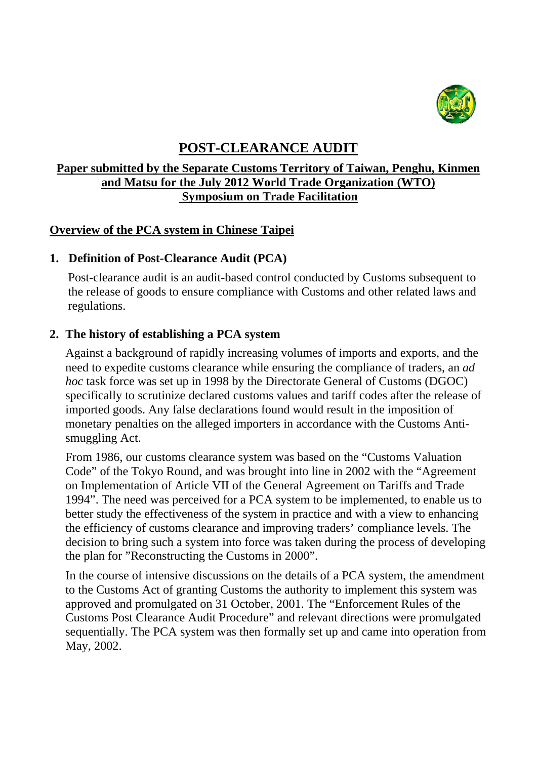# POST-CLEARANCE AUDIT

## Paper submitted by the Separate Customs Territory of Taiwan, Penghu, Kinmen and Matsu for the July 2012 World Trade Organization (WTO) Symposium on Trade Facilitation

### Overview of the PCA system in Chinese Taipei

**1. Definition of Post-Clearance Audit (PCA)**

Post-clearance audit is an audit-based control conducted by Customs subsequent to the release of goods to ensure compliance with Customs and other related laws and regulations.

**2. The history of establishing a PCA system**

Against a background of rapidly increasing volumes of imports and exports, and the need to expedite customs clearance while ensuring the compliance of traders, an *ad hoc* task force was set up in 1998 by the Directorate General of Customs (DGOC) specifically to scrutinize declared customs values and tariff codes after the release of imported goods. Any false declarations found would result in the imposition of monetary penalties on the alleged importers in accordance with the Customs Anti-smuggling Act.

From 1986, our customs clearance system was based on the "Customs Valuation Code" of the Tokyo Round, and was brought into line in 2002 with the "Agreement on Implementation of Article VII of the General Agreement on Tariffs and Trade 1994". The need was perceived for a PCA system to be implemented, to enable us to better study the effectiveness of the system in practice and with a view to enhancing the efficiency of customs clearance and improving traders' compliance levels. The decision to bring such a system into force was taken during the process of developing the plan for "Reconstructing the Customs in 2000".

In the course of intensive discussions on the details of a PCA system, the amendment to the Customs Act of granting Customs the authority to implement this system was approved and promulgated on 31 October, 2001. The "Enforcement Rules of the Customs Post Clearance Audit Procedure" and relevant directions were promulgated sequentially. The PCA system was then formally set up and came into operation from May, 2002.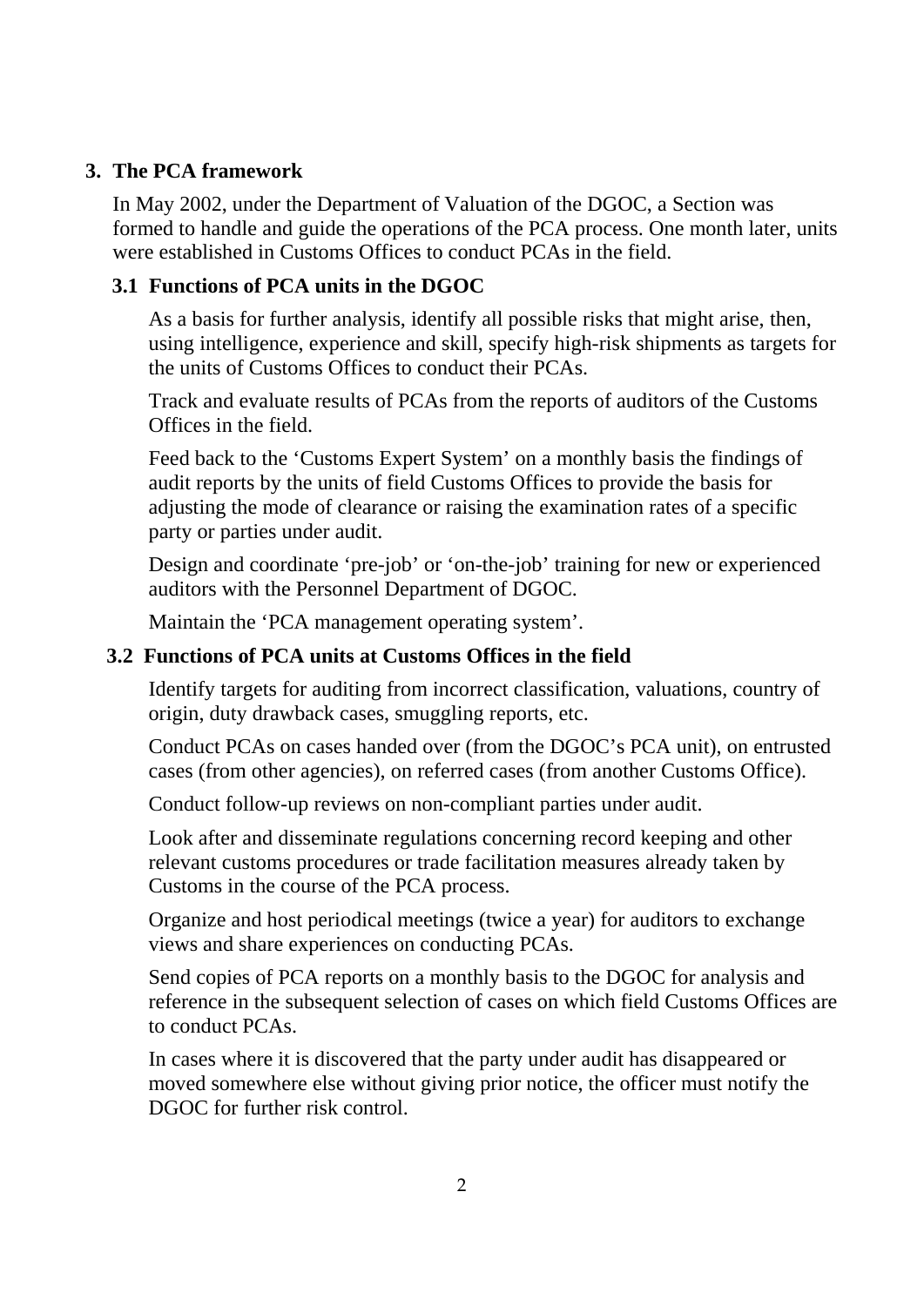## 3. The PCA framework

In May 2002, under the Department of Valuation of the DGOC, a Section was formed to handle and guide the operations of the PCA process. One month later, units were established in Customs Offices to conduct PCAs in the field.

### 3.1 Functions of PCA units in the DGOC

As a basis for further analysis, identify all possible risks that might arise, then, using intelligence, experience and skill, specify high-risk shipments as targets for the units of Customs Offices to conduct their PCAs.

Track and evaluate results of PCAs from the reports of auditors of the Customs Offices in the field.

Feed back to the 'Customs Expert System' on a monthly basis the findings of audit reports by the units of field Customs Offices to provide the basis for adjusting the mode of clearance or raising the examination rates of a specific party or parties under audit.

Design and coordinate 'pre-job' or 'on-the-job' training for new or experienced auditors with the Personnel Department of DGOC.

Maintain the 'PCA management operating system'.

### 3.2 Functions of PCA units at Customs Offices in the field

Identify targets for auditing from incorrect classification, valuations, country of origin, duty drawback cases, smuggling reports, etc.

Conduct PCAs on cases handed over (from the DGOC's PCA unit), on entrusted cases (from other agencies), on referred cases (from another Customs Office).

Conduct follow-up reviews on non-compliant parties under audit.

Look after and disseminate regulations concerning record keeping and other relevant customs procedures or trade facilitation measures already taken by Customs in the course of the PCA process.

Organize and host periodical meetings (twice a year) for auditors to exchange views and share experiences on conducting PCAs.

Send copies of PCA reports on a monthly basis to the DGOC for analysis and reference in the subsequent selection of cases on which field Customs Offices are to conduct PCAs.

In cases where it is discovered that the party under audit has disappeared or moved somewhere else without giving prior notice, the officer must notify the DGOC for further risk control.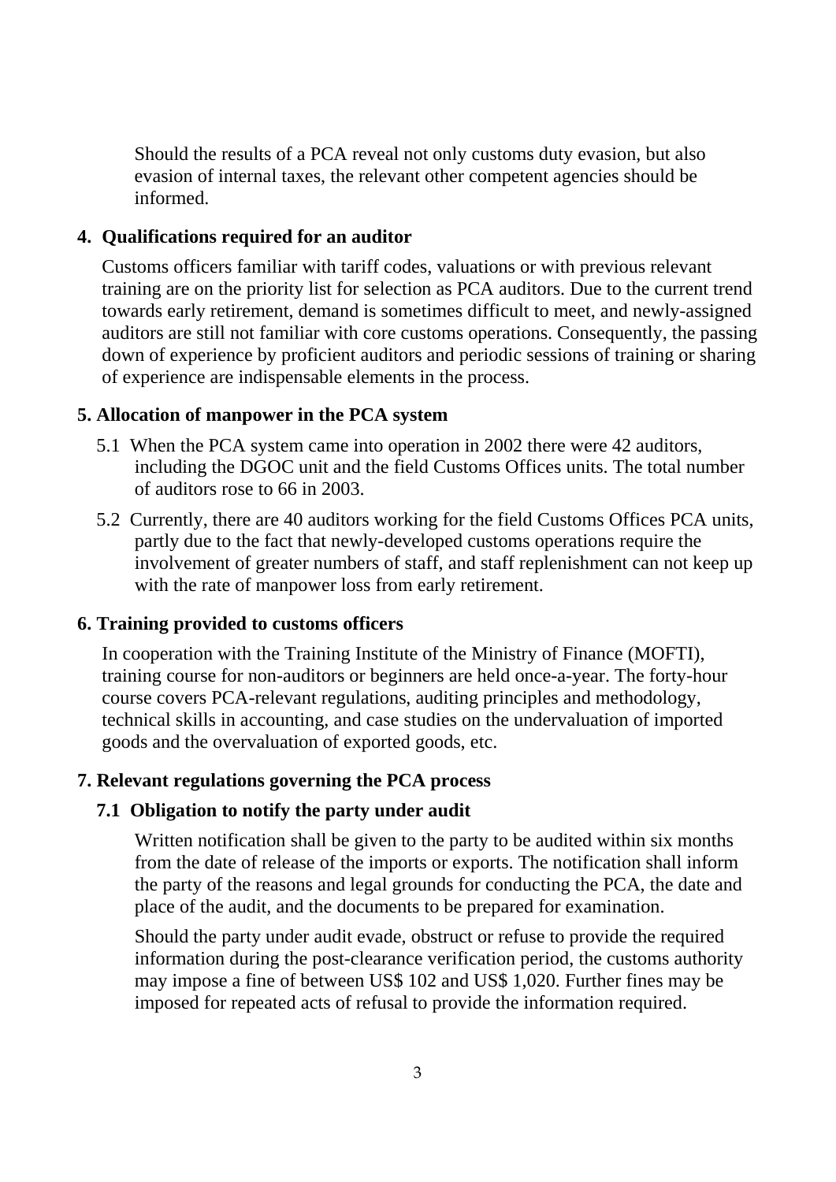Should the results of a PCA reveal not only customs duty evasion, but also evasion of internal taxes, the relevant other competent agencies should be informed.

## 4. Qualifications required for an auditor

Customs officers familiar with tariff codes, valuations or with previous relevant training are on the priority list for selection as PCA auditors. Due to the current trend towards early retirement, demand is sometimes difficult to meet, and newly-assigned auditors are still not familiar with core customs operations. Consequently, the passing down of experience by proficient auditors and periodic sessions of training or sharing of experience are indispensable elements in the process.

## 5. Allocation of manpower in the PCA system

5.1 When the PCA system came into operation in 2002 there were 42 auditors, including the DGOC unit and the field Customs Offices units. The total number of auditors rose to 66 in 2003.

5.2 Currently, there are 40 auditors working for the field Customs Offices PCA units, partly due to the fact that newly-developed customs operations require the involvement of greater numbers of staff, and staff replenishment can not keep up with the rate of manpower loss from early retirement.

## 6. Training provided to customs officers

In cooperation with the Training Institute of the Ministry of Finance (MOFTI), training course for non-auditors or beginners are held once-a-year. The forty-hour course covers PCA-relevant regulations, auditing principles and methodology, technical skills in accounting, and case studies on the undervaluation of imported goods and the overvaluation of exported goods, etc.

## 7. Relevant regulations governing the PCA process

### 7.1 Obligation to notify the party under audit

Written notification shall be given to the party to be audited within six months from the date of release of the imports or exports. The notification shall inform the party of the reasons and legal grounds for conducting the PCA, the date and place of the audit, and the documents to be prepared for examination.

Should the party under audit evade, obstruct or refuse to provide the required information during the post-clearance verification period, the customs authority may impose a fine of between US$ 102 and US$ 1,020. Further fines may be imposed for repeated acts of refusal to provide the information required.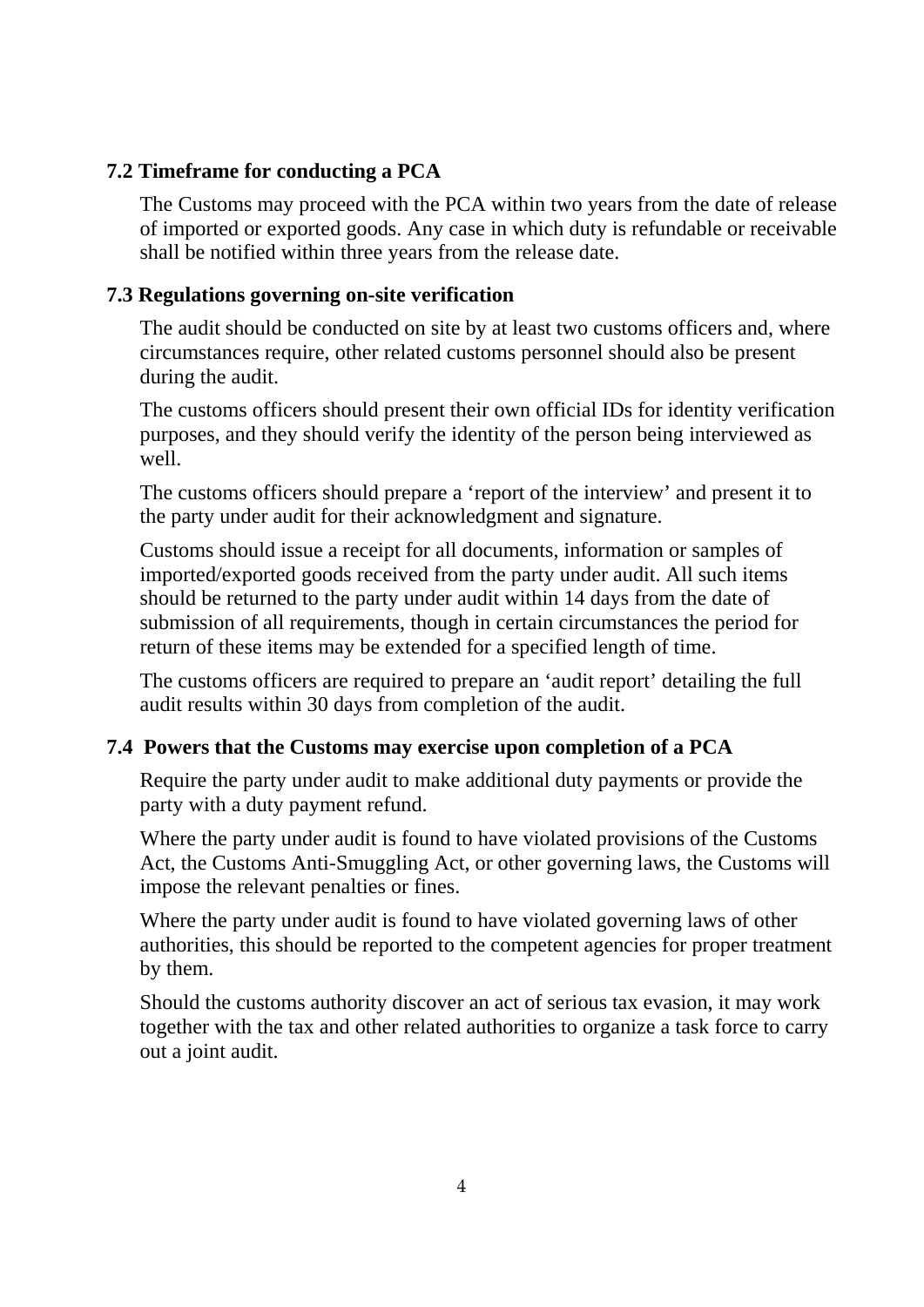### 7.2 Timeframe for conducting a PCA

The Customs may proceed with the PCA within two years from the date of release of imported or exported goods. Any case in which duty is refundable or receivable shall be notified within three years from the release date.

### 7.3 Regulations governing on-site verification

The audit should be conducted on site by at least two customs officers and, where circumstances require, other related customs personnel should also be present during the audit.

The customs officers should present their own official IDs for identity verification purposes, and they should verify the identity of the person being interviewed as well.

The customs officers should prepare a 'report of the interview' and present it to the party under audit for their acknowledgment and signature.

Customs should issue a receipt for all documents, information or samples of imported/exported goods received from the party under audit. All such items should be returned to the party under audit within 14 days from the date of submission of all requirements, though in certain circumstances the period for return of these items may be extended for a specified length of time.

The customs officers are required to prepare an 'audit report' detailing the full audit results within 30 days from completion of the audit.

### 7.4 Powers that the Customs may exercise upon completion of a PCA

Require the party under audit to make additional duty payments or provide the party with a duty payment refund.

Where the party under audit is found to have violated provisions of the Customs Act, the Customs Anti-Smuggling Act, or other governing laws, the Customs will impose the relevant penalties or fines.

Where the party under audit is found to have violated governing laws of other authorities, this should be reported to the competent agencies for proper treatment by them.

Should the customs authority discover an act of serious tax evasion, it may work together with the tax and other related authorities to organize a task force to carry out a joint audit.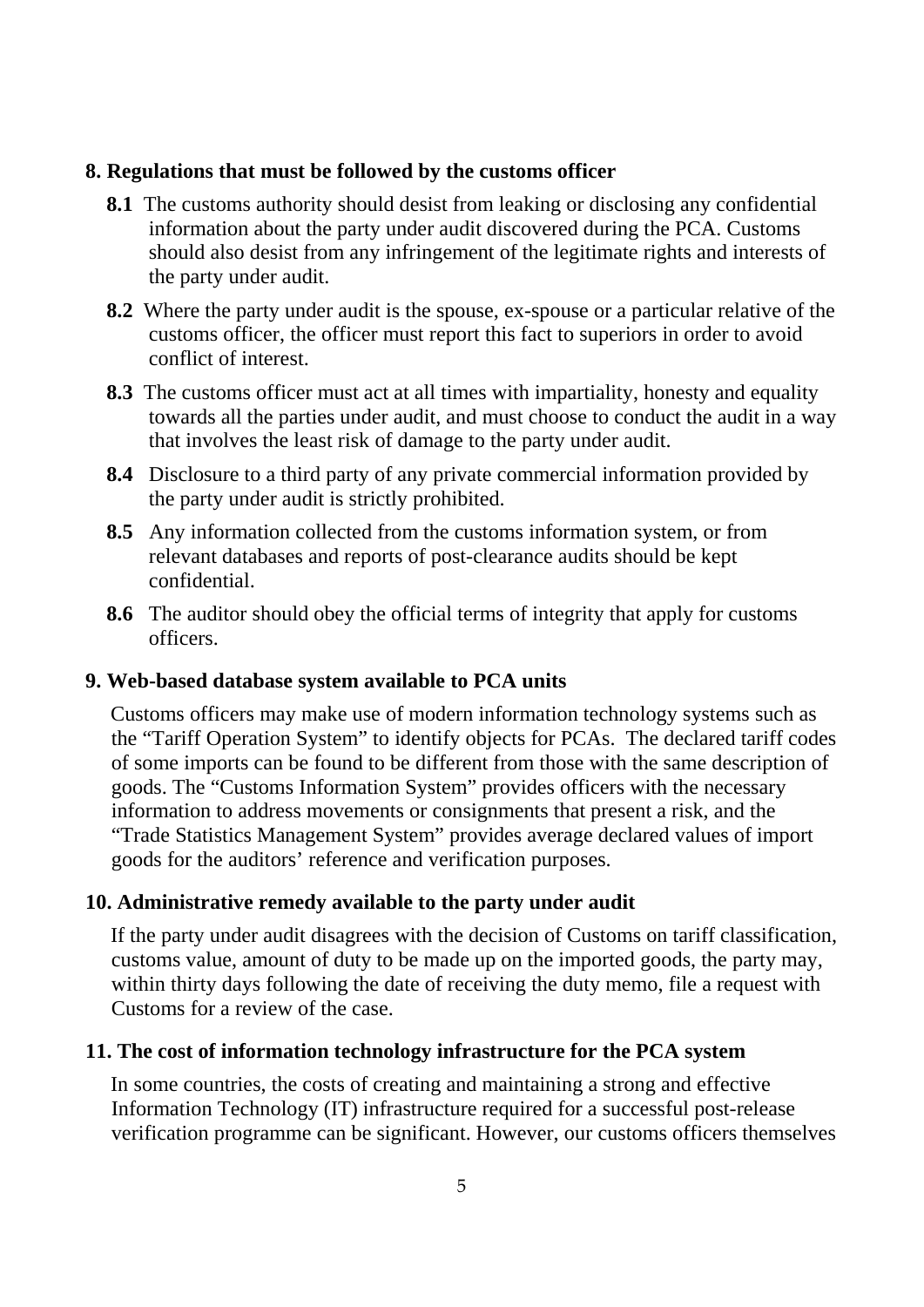## 8. Regulations that must be followed by the customs officer

**8.1** The customs authority should desist from leaking or disclosing any confidential information about the party under audit discovered during the PCA. Customs should also desist from any infringement of the legitimate rights and interests of the party under audit.

**8.2** Where the party under audit is the spouse, ex-spouse or a particular relative of the customs officer, the officer must report this fact to superiors in order to avoid conflict of interest.

**8.3** The customs officer must act at all times with impartiality, honesty and equality towards all the parties under audit, and must choose to conduct the audit in a way that involves the least risk of damage to the party under audit.

**8.4** Disclosure to a third party of any private commercial information provided by the party under audit is strictly prohibited.

**8.5** Any information collected from the customs information system, or from relevant databases and reports of post-clearance audits should be kept confidential.

**8.6** The auditor should obey the official terms of integrity that apply for customs officers.

## 9. Web-based database system available to PCA units

Customs officers may make use of modern information technology systems such as the "Tariff Operation System" to identify objects for PCAs. The declared tariff codes of some imports can be found to be different from those with the same description of goods. The "Customs Information System" provides officers with the necessary information to address movements or consignments that present a risk, and the "Trade Statistics Management System" provides average declared values of import goods for the auditors' reference and verification purposes.

## 10. Administrative remedy available to the party under audit

If the party under audit disagrees with the decision of Customs on tariff classification, customs value, amount of duty to be made up on the imported goods, the party may, within thirty days following the date of receiving the duty memo, file a request with Customs for a review of the case.

## 11. The cost of information technology infrastructure for the PCA system

In some countries, the costs of creating and maintaining a strong and effective Information Technology (IT) infrastructure required for a successful post-release verification programme can be significant. However, our customs officers themselves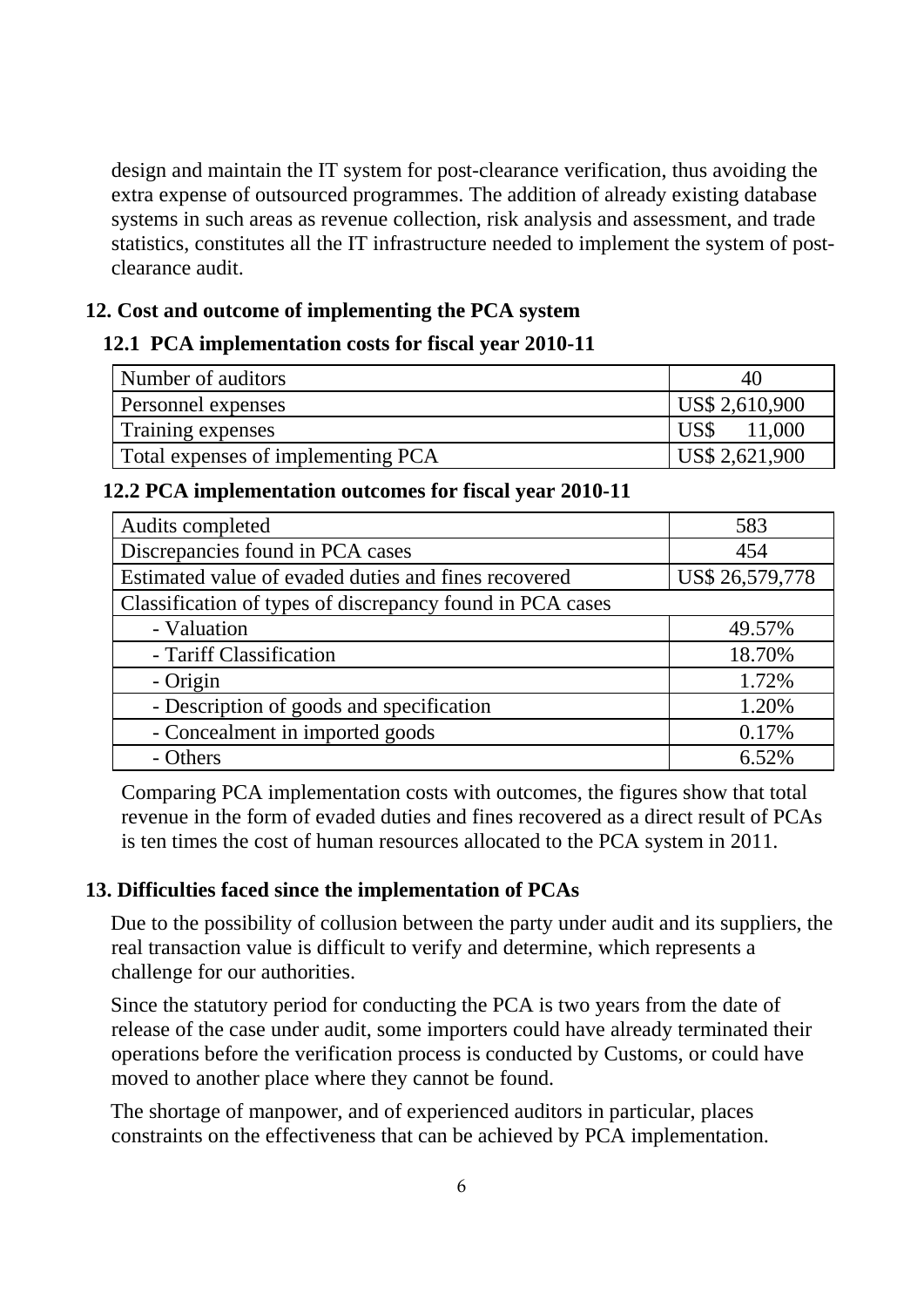design and maintain the IT system for post-clearance verification, thus avoiding the extra expense of outsourced programmes. The addition of already existing database systems in such areas as revenue collection, risk analysis and assessment, and trade statistics, constitutes all the IT infrastructure needed to implement the system of post-clearance audit.

## 12. Cost and outcome of implementing the PCA system

### 12.1 PCA implementation costs for fiscal year 2010-11

| | |
|---|---|
| Number of auditors | 40 |
| Personnel expenses | US$ 2,610,900 |
| Training expenses | US$ 11,000 |
| Total expenses of implementing PCA | US$ 2,621,900 |

### 12.2 PCA implementation outcomes for fiscal year 2010-11

| | |
|---|---|
| Audits completed | 583 |
| Discrepancies found in PCA cases | 454 |
| Estimated value of evaded duties and fines recovered | US$ 26,579,778 |
| Classification of types of discrepancy found in PCA cases | |
| - Valuation | 49.57% |
| - Tariff Classification | 18.70% |
| - Origin | 1.72% |
| - Description of goods and specification | 1.20% |
| - Concealment in imported goods | 0.17% |
| - Others | 6.52% |

Comparing PCA implementation costs with outcomes, the figures show that total revenue in the form of evaded duties and fines recovered as a direct result of PCAs is ten times the cost of human resources allocated to the PCA system in 2011.

## 13. Difficulties faced since the implementation of PCAs

Due to the possibility of collusion between the party under audit and its suppliers, the real transaction value is difficult to verify and determine, which represents a challenge for our authorities.

Since the statutory period for conducting the PCA is two years from the date of release of the case under audit, some importers could have already terminated their operations before the verification process is conducted by Customs, or could have moved to another place where they cannot be found.

The shortage of manpower, and of experienced auditors in particular, places constraints on the effectiveness that can be achieved by PCA implementation.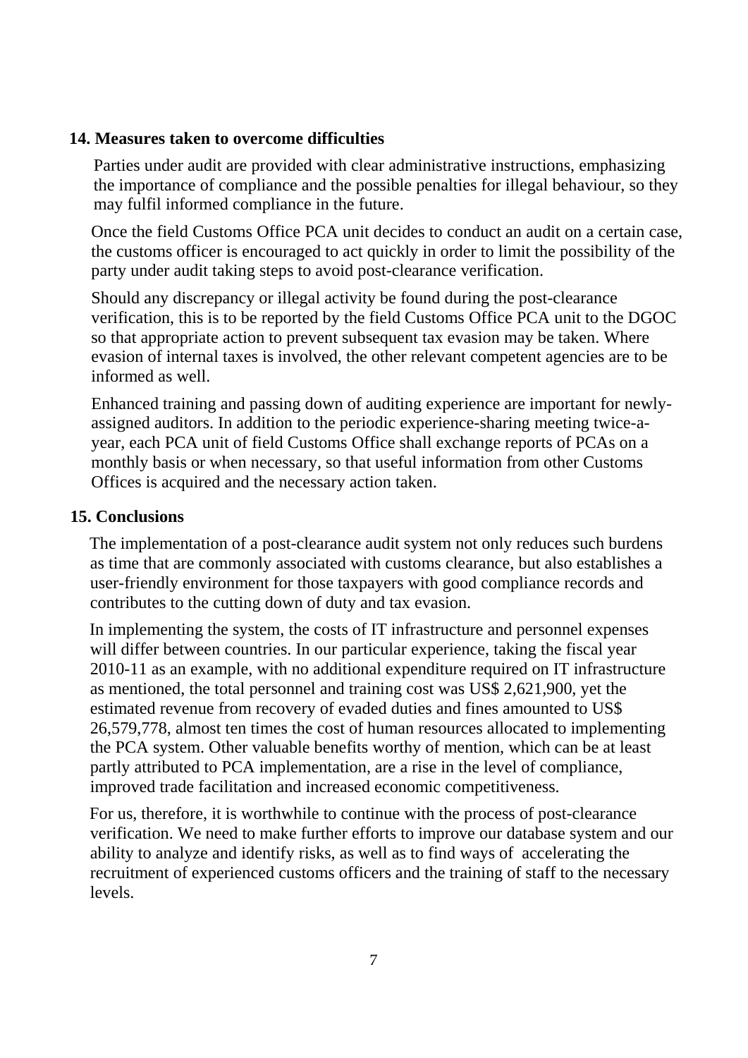## 14. Measures taken to overcome difficulties

Parties under audit are provided with clear administrative instructions, emphasizing the importance of compliance and the possible penalties for illegal behaviour, so they may fulfil informed compliance in the future.

Once the field Customs Office PCA unit decides to conduct an audit on a certain case, the customs officer is encouraged to act quickly in order to limit the possibility of the party under audit taking steps to avoid post-clearance verification.

Should any discrepancy or illegal activity be found during the post-clearance verification, this is to be reported by the field Customs Office PCA unit to the DGOC so that appropriate action to prevent subsequent tax evasion may be taken. Where evasion of internal taxes is involved, the other relevant competent agencies are to be informed as well.

Enhanced training and passing down of auditing experience are important for newly-assigned auditors. In addition to the periodic experience-sharing meeting twice-a-year, each PCA unit of field Customs Office shall exchange reports of PCAs on a monthly basis or when necessary, so that useful information from other Customs Offices is acquired and the necessary action taken.

## 15. Conclusions

The implementation of a post-clearance audit system not only reduces such burdens as time that are commonly associated with customs clearance, but also establishes a user-friendly environment for those taxpayers with good compliance records and contributes to the cutting down of duty and tax evasion.

In implementing the system, the costs of IT infrastructure and personnel expenses will differ between countries. In our particular experience, taking the fiscal year 2010-11 as an example, with no additional expenditure required on IT infrastructure as mentioned, the total personnel and training cost was US$ 2,621,900, yet the estimated revenue from recovery of evaded duties and fines amounted to US$ 26,579,778, almost ten times the cost of human resources allocated to implementing the PCA system. Other valuable benefits worthy of mention, which can be at least partly attributed to PCA implementation, are a rise in the level of compliance, improved trade facilitation and increased economic competitiveness.

For us, therefore, it is worthwhile to continue with the process of post-clearance verification. We need to make further efforts to improve our database system and our ability to analyze and identify risks, as well as to find ways of accelerating the recruitment of experienced customs officers and the training of staff to the necessary levels.